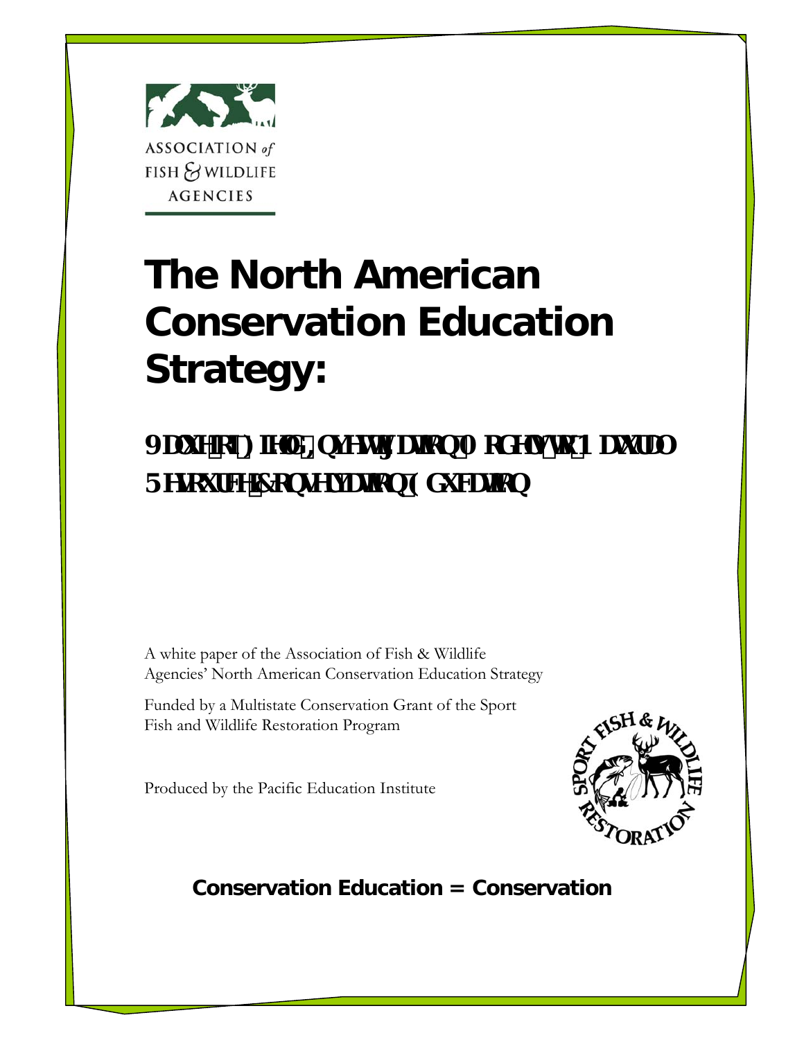ASSOCIATION *of* FISH & WILDLIFE AGENCIES

# The North American Conservation Education Strategy:

## Value of Field Investigation Models to Natural Resource Conservation Education

A white paper of the Association of Fish & Wildlife Agencies' North American Conservation Education Strategy

Funded by a Multistate Conservation Grant of the Sport Fish and Wildlife Restoration Program

Produced by the Pacific Education Institute

**Conservation Education = Conservation**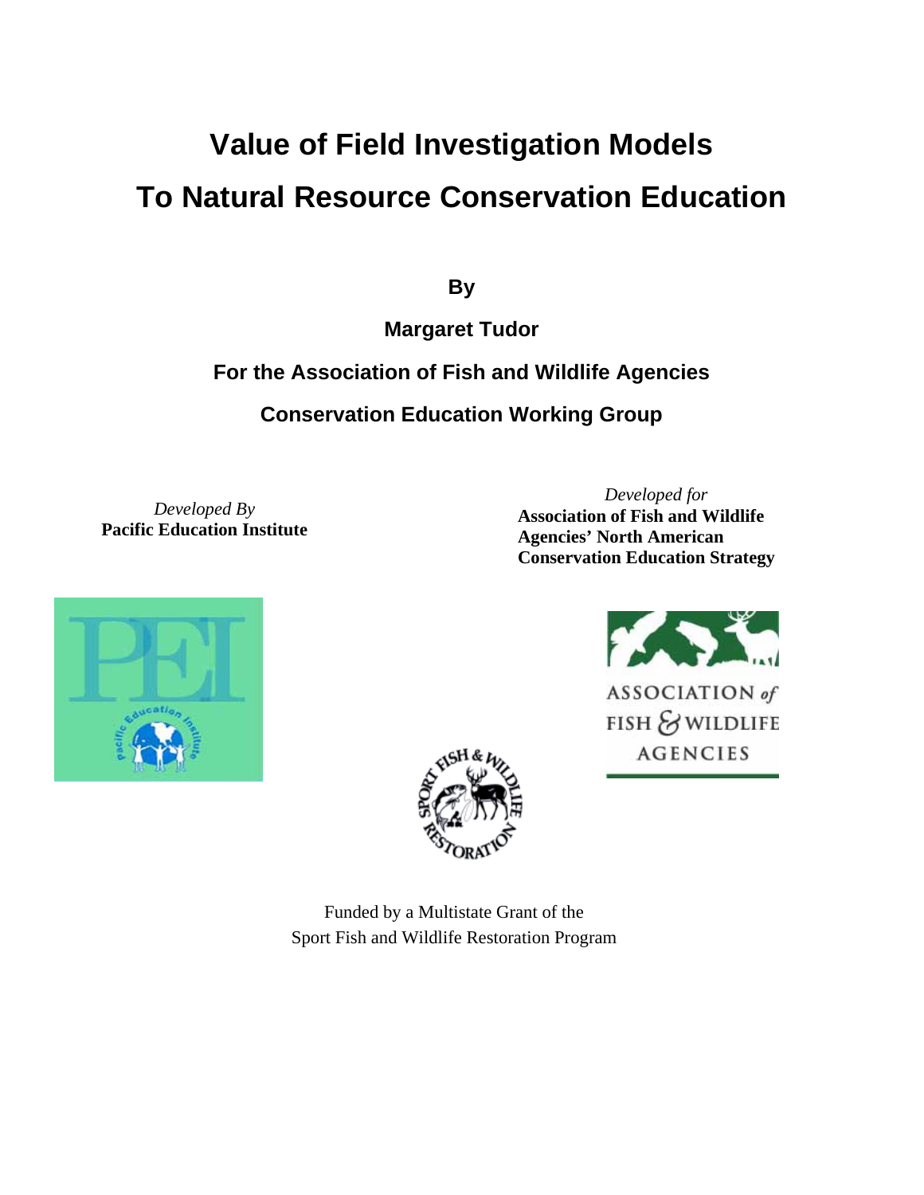# Value of Field Investigation Models

# To Natural Resource Conservation Education

**By**

**Margaret Tudor**

**For the Association of Fish and Wildlife Agencies**

**Conservation Education Working Group**

*Developed By*
**Pacific Education Institute**

*Developed for*
**Association of Fish and Wildlife Agencies' North American Conservation Education Strategy**

Funded by a Multistate Grant of the
Sport Fish and Wildlife Restoration Program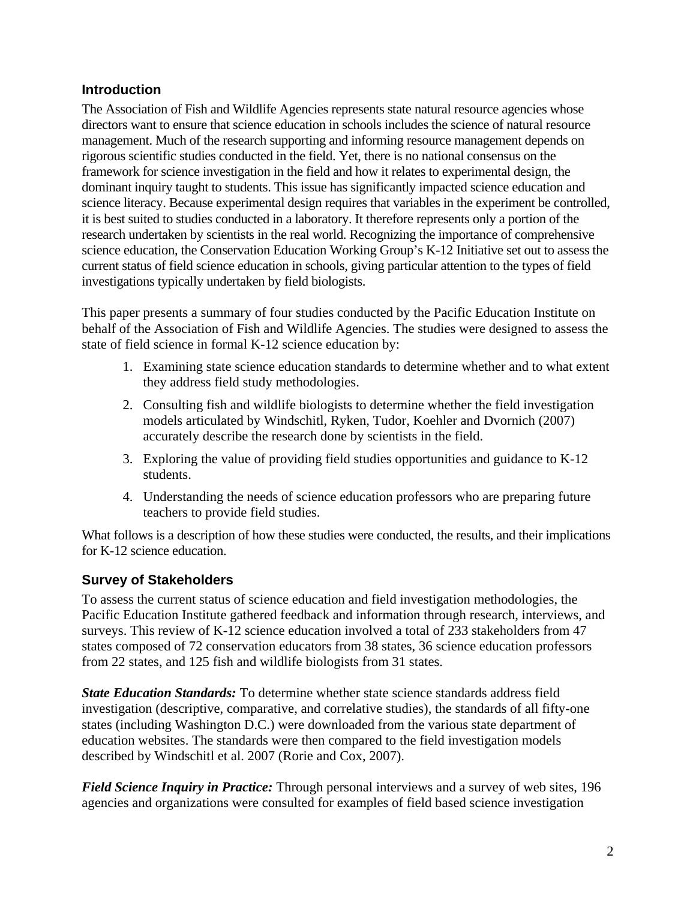## Introduction

The Association of Fish and Wildlife Agencies represents state natural resource agencies whose directors want to ensure that science education in schools includes the science of natural resource management. Much of the research supporting and informing resource management depends on rigorous scientific studies conducted in the field. Yet, there is no national consensus on the framework for science investigation in the field and how it relates to experimental design, the dominant inquiry taught to students. This issue has significantly impacted science education and science literacy. Because experimental design requires that variables in the experiment be controlled, it is best suited to studies conducted in a laboratory. It therefore represents only a portion of the research undertaken by scientists in the real world. Recognizing the importance of comprehensive science education, the Conservation Education Working Group's K-12 Initiative set out to assess the current status of field science education in schools, giving particular attention to the types of field investigations typically undertaken by field biologists.

This paper presents a summary of four studies conducted by the Pacific Education Institute on behalf of the Association of Fish and Wildlife Agencies. The studies were designed to assess the state of field science in formal K-12 science education by:

1. Examining state science education standards to determine whether and to what extent they address field study methodologies.
2. Consulting fish and wildlife biologists to determine whether the field investigation models articulated by Windschitl, Ryken, Tudor, Koehler and Dvornich (2007) accurately describe the research done by scientists in the field.
3. Exploring the value of providing field studies opportunities and guidance to K-12 students.
4. Understanding the needs of science education professors who are preparing future teachers to provide field studies.

What follows is a description of how these studies were conducted, the results, and their implications for K-12 science education.

## Survey of Stakeholders

To assess the current status of science education and field investigation methodologies, the Pacific Education Institute gathered feedback and information through research, interviews, and surveys. This review of K-12 science education involved a total of 233 stakeholders from 47 states composed of 72 conservation educators from 38 states, 36 science education professors from 22 states, and 125 fish and wildlife biologists from 31 states.

***State Education Standards:*** To determine whether state science standards address field investigation (descriptive, comparative, and correlative studies), the standards of all fifty-one states (including Washington D.C.) were downloaded from the various state department of education websites. The standards were then compared to the field investigation models described by Windschitl et al. 2007 (Rorie and Cox, 2007).

***Field Science Inquiry in Practice:*** Through personal interviews and a survey of web sites, 196 agencies and organizations were consulted for examples of field based science investigation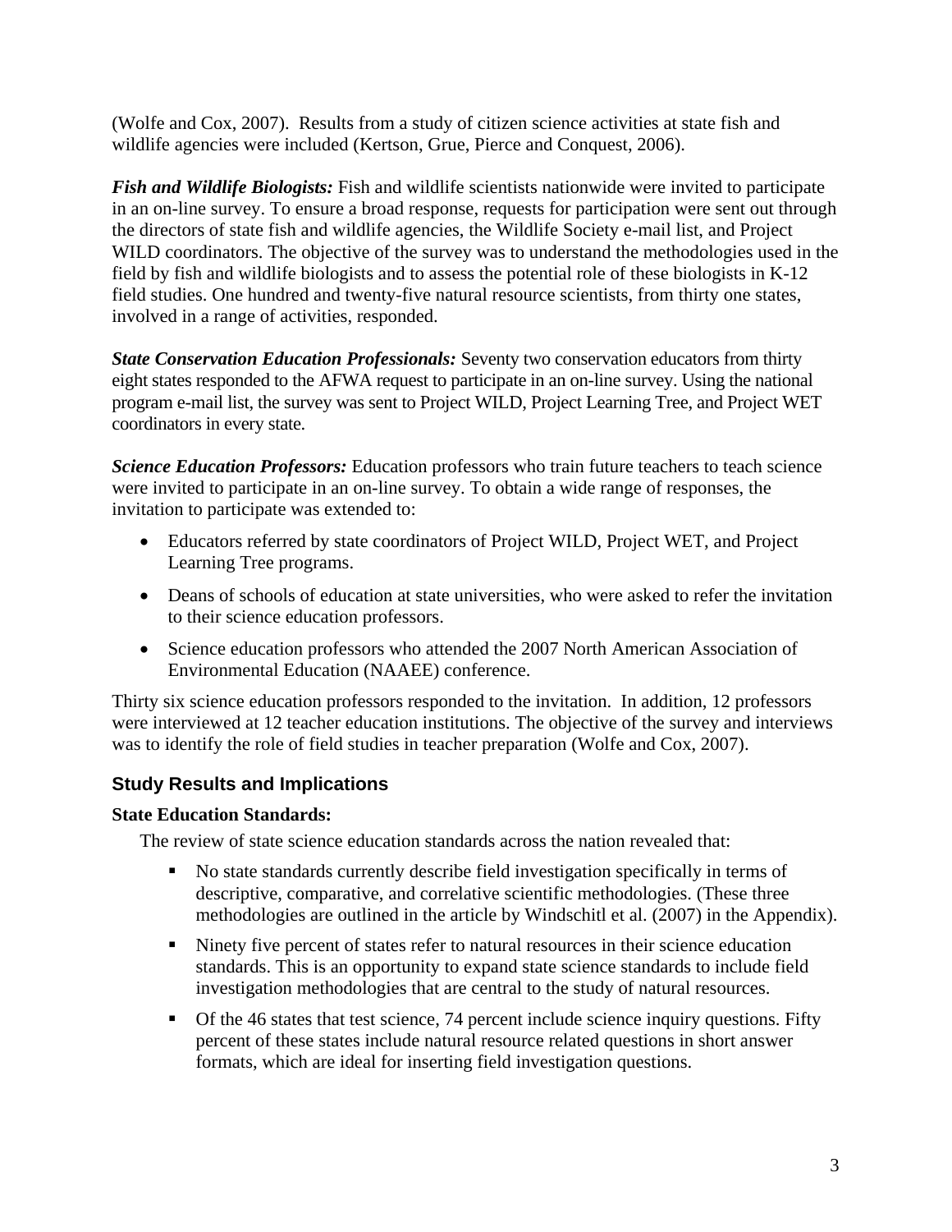(Wolfe and Cox, 2007). Results from a study of citizen science activities at state fish and wildlife agencies were included (Kertson, Grue, Pierce and Conquest, 2006).

***Fish and Wildlife Biologists:*** Fish and wildlife scientists nationwide were invited to participate in an on-line survey. To ensure a broad response, requests for participation were sent out through the directors of state fish and wildlife agencies, the Wildlife Society e-mail list, and Project WILD coordinators. The objective of the survey was to understand the methodologies used in the field by fish and wildlife biologists and to assess the potential role of these biologists in K-12 field studies. One hundred and twenty-five natural resource scientists, from thirty one states, involved in a range of activities, responded.

***State Conservation Education Professionals:*** Seventy two conservation educators from thirty eight states responded to the AFWA request to participate in an on-line survey. Using the national program e-mail list, the survey was sent to Project WILD, Project Learning Tree, and Project WET coordinators in every state.

***Science Education Professors:*** Education professors who train future teachers to teach science were invited to participate in an on-line survey. To obtain a wide range of responses, the invitation to participate was extended to:

- Educators referred by state coordinators of Project WILD, Project WET, and Project Learning Tree programs.
- Deans of schools of education at state universities, who were asked to refer the invitation to their science education professors.
- Science education professors who attended the 2007 North American Association of Environmental Education (NAAEE) conference.

Thirty six science education professors responded to the invitation. In addition, 12 professors were interviewed at 12 teacher education institutions. The objective of the survey and interviews was to identify the role of field studies in teacher preparation (Wolfe and Cox, 2007).

## Study Results and Implications

**State Education Standards:**

The review of state science education standards across the nation revealed that:

- No state standards currently describe field investigation specifically in terms of descriptive, comparative, and correlative scientific methodologies. (These three methodologies are outlined in the article by Windschitl et al. (2007) in the Appendix).
- Ninety five percent of states refer to natural resources in their science education standards. This is an opportunity to expand state science standards to include field investigation methodologies that are central to the study of natural resources.
- Of the 46 states that test science, 74 percent include science inquiry questions. Fifty percent of these states include natural resource related questions in short answer formats, which are ideal for inserting field investigation questions.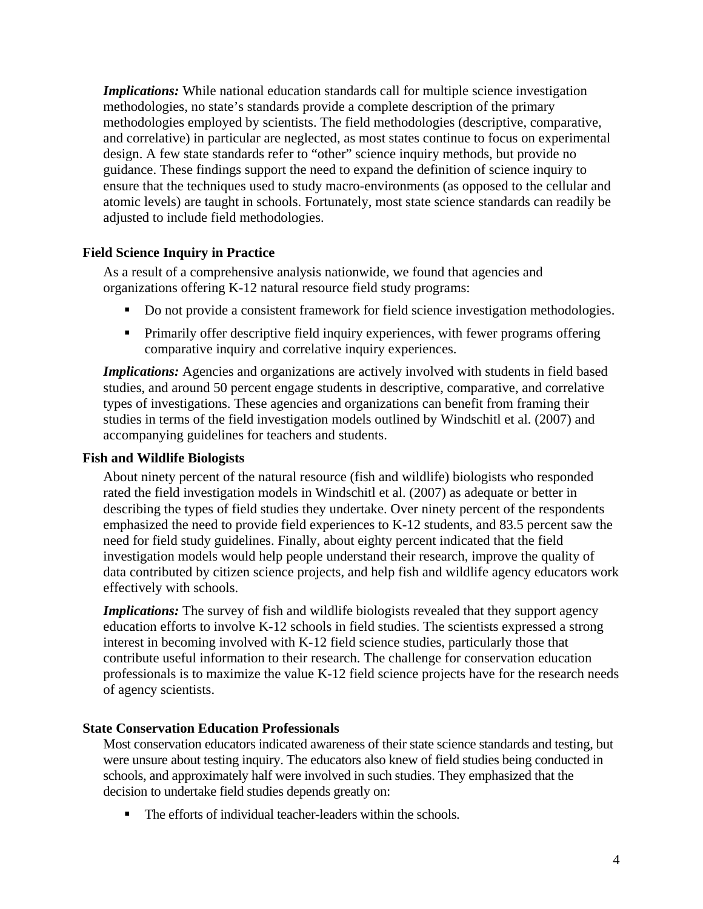***Implications:*** While national education standards call for multiple science investigation methodologies, no state's standards provide a complete description of the primary methodologies employed by scientists. The field methodologies (descriptive, comparative, and correlative) in particular are neglected, as most states continue to focus on experimental design. A few state standards refer to "other" science inquiry methods, but provide no guidance. These findings support the need to expand the definition of science inquiry to ensure that the techniques used to study macro-environments (as opposed to the cellular and atomic levels) are taught in schools. Fortunately, most state science standards can readily be adjusted to include field methodologies.

### Field Science Inquiry in Practice

As a result of a comprehensive analysis nationwide, we found that agencies and organizations offering K-12 natural resource field study programs:

- Do not provide a consistent framework for field science investigation methodologies.
- Primarily offer descriptive field inquiry experiences, with fewer programs offering comparative inquiry and correlative inquiry experiences.

***Implications:*** Agencies and organizations are actively involved with students in field based studies, and around 50 percent engage students in descriptive, comparative, and correlative types of investigations. These agencies and organizations can benefit from framing their studies in terms of the field investigation models outlined by Windschitl et al. (2007) and accompanying guidelines for teachers and students.

### Fish and Wildlife Biologists

About ninety percent of the natural resource (fish and wildlife) biologists who responded rated the field investigation models in Windschitl et al. (2007) as adequate or better in describing the types of field studies they undertake. Over ninety percent of the respondents emphasized the need to provide field experiences to K-12 students, and 83.5 percent saw the need for field study guidelines. Finally, about eighty percent indicated that the field investigation models would help people understand their research, improve the quality of data contributed by citizen science projects, and help fish and wildlife agency educators work effectively with schools.

***Implications:*** The survey of fish and wildlife biologists revealed that they support agency education efforts to involve K-12 schools in field studies. The scientists expressed a strong interest in becoming involved with K-12 field science studies, particularly those that contribute useful information to their research. The challenge for conservation education professionals is to maximize the value K-12 field science projects have for the research needs of agency scientists.

### State Conservation Education Professionals

Most conservation educators indicated awareness of their state science standards and testing, but were unsure about testing inquiry. The educators also knew of field studies being conducted in schools, and approximately half were involved in such studies. They emphasized that the decision to undertake field studies depends greatly on:

- The efforts of individual teacher-leaders within the schools.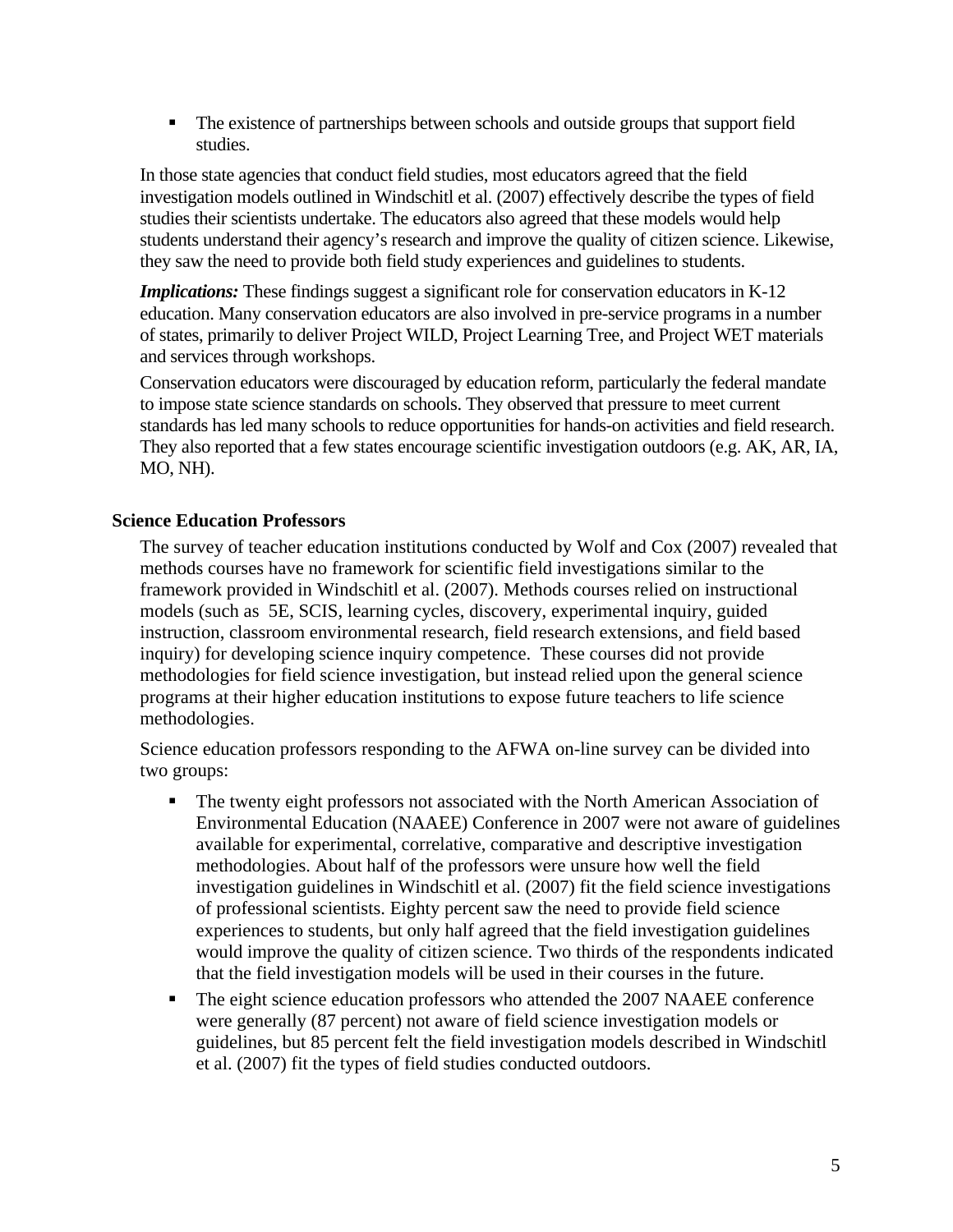- The existence of partnerships between schools and outside groups that support field studies.

In those state agencies that conduct field studies, most educators agreed that the field investigation models outlined in Windschitl et al. (2007) effectively describe the types of field studies their scientists undertake. The educators also agreed that these models would help students understand their agency's research and improve the quality of citizen science. Likewise, they saw the need to provide both field study experiences and guidelines to students.

***Implications:*** These findings suggest a significant role for conservation educators in K-12 education. Many conservation educators are also involved in pre-service programs in a number of states, primarily to deliver Project WILD, Project Learning Tree, and Project WET materials and services through workshops.

Conservation educators were discouraged by education reform, particularly the federal mandate to impose state science standards on schools. They observed that pressure to meet current standards has led many schools to reduce opportunities for hands-on activities and field research. They also reported that a few states encourage scientific investigation outdoors (e.g. AK, AR, IA, MO, NH).

## Science Education Professors

The survey of teacher education institutions conducted by Wolf and Cox (2007) revealed that methods courses have no framework for scientific field investigations similar to the framework provided in Windschitl et al. (2007). Methods courses relied on instructional models (such as 5E, SCIS, learning cycles, discovery, experimental inquiry, guided instruction, classroom environmental research, field research extensions, and field based inquiry) for developing science inquiry competence. These courses did not provide methodologies for field science investigation, but instead relied upon the general science programs at their higher education institutions to expose future teachers to life science methodologies.

Science education professors responding to the AFWA on-line survey can be divided into two groups:

- The twenty eight professors not associated with the North American Association of Environmental Education (NAAEE) Conference in 2007 were not aware of guidelines available for experimental, correlative, comparative and descriptive investigation methodologies. About half of the professors were unsure how well the field investigation guidelines in Windschitl et al. (2007) fit the field science investigations of professional scientists. Eighty percent saw the need to provide field science experiences to students, but only half agreed that the field investigation guidelines would improve the quality of citizen science. Two thirds of the respondents indicated that the field investigation models will be used in their courses in the future.
- The eight science education professors who attended the 2007 NAAEE conference were generally (87 percent) not aware of field science investigation models or guidelines, but 85 percent felt the field investigation models described in Windschitl et al. (2007) fit the types of field studies conducted outdoors.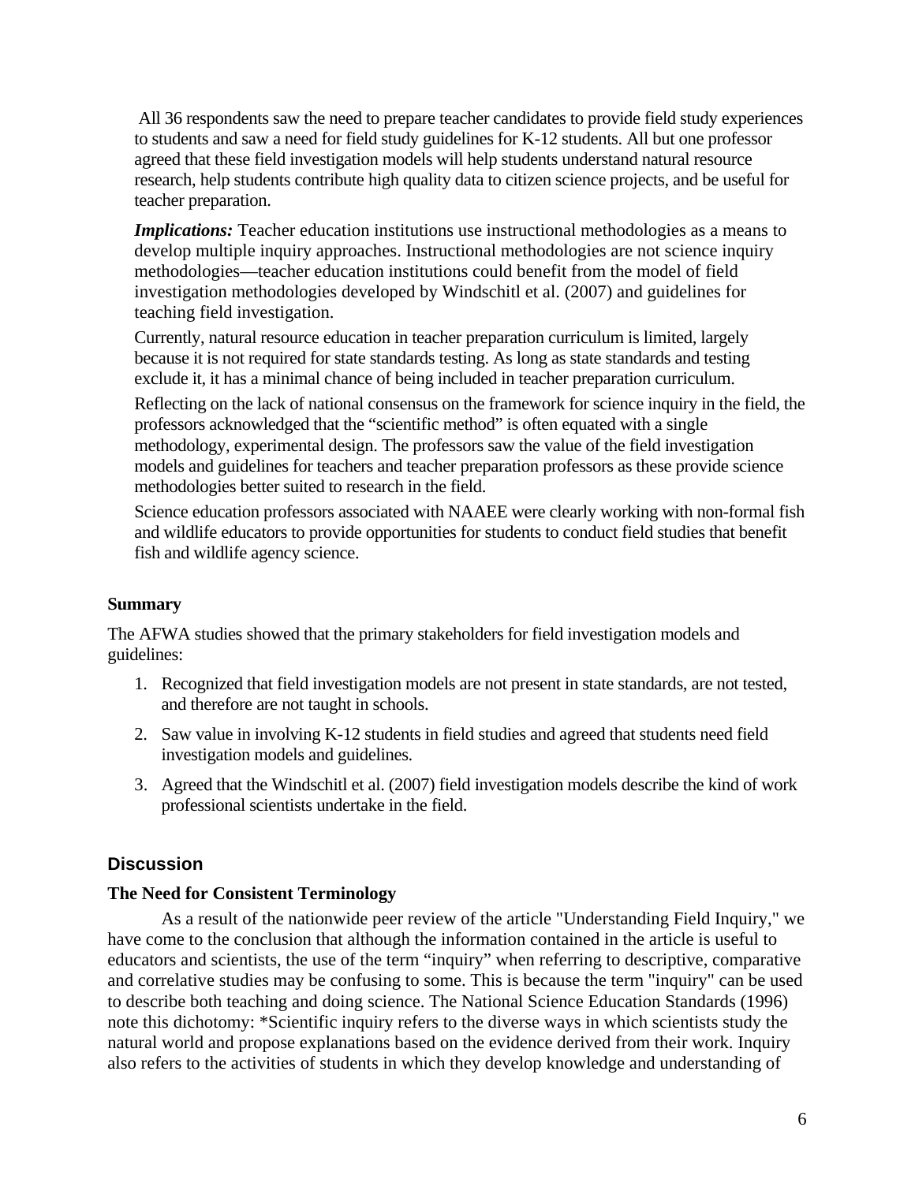All 36 respondents saw the need to prepare teacher candidates to provide field study experiences to students and saw a need for field study guidelines for K-12 students. All but one professor agreed that these field investigation models will help students understand natural resource research, help students contribute high quality data to citizen science projects, and be useful for teacher preparation.

***Implications:*** Teacher education institutions use instructional methodologies as a means to develop multiple inquiry approaches. Instructional methodologies are not science inquiry methodologies—teacher education institutions could benefit from the model of field investigation methodologies developed by Windschitl et al. (2007) and guidelines for teaching field investigation.

Currently, natural resource education in teacher preparation curriculum is limited, largely because it is not required for state standards testing. As long as state standards and testing exclude it, it has a minimal chance of being included in teacher preparation curriculum.

Reflecting on the lack of national consensus on the framework for science inquiry in the field, the professors acknowledged that the "scientific method" is often equated with a single methodology, experimental design. The professors saw the value of the field investigation models and guidelines for teachers and teacher preparation professors as these provide science methodologies better suited to research in the field.

Science education professors associated with NAAEE were clearly working with non-formal fish and wildlife educators to provide opportunities for students to conduct field studies that benefit fish and wildlife agency science.

**Summary**

The AFWA studies showed that the primary stakeholders for field investigation models and guidelines:

1. Recognized that field investigation models are not present in state standards, are not tested, and therefore are not taught in schools.
2. Saw value in involving K-12 students in field studies and agreed that students need field investigation models and guidelines.
3. Agreed that the Windschitl et al. (2007) field investigation models describe the kind of work professional scientists undertake in the field.

## Discussion

### The Need for Consistent Terminology

As a result of the nationwide peer review of the article "Understanding Field Inquiry," we have come to the conclusion that although the information contained in the article is useful to educators and scientists, the use of the term "inquiry" when referring to descriptive, comparative and correlative studies may be confusing to some. This is because the term "inquiry" can be used to describe both teaching and doing science. The National Science Education Standards (1996) note this dichotomy: *Scientific inquiry refers to the diverse ways in which scientists study the natural world and propose explanations based on the evidence derived from their work. Inquiry also refers to the activities of students in which they develop knowledge and understanding of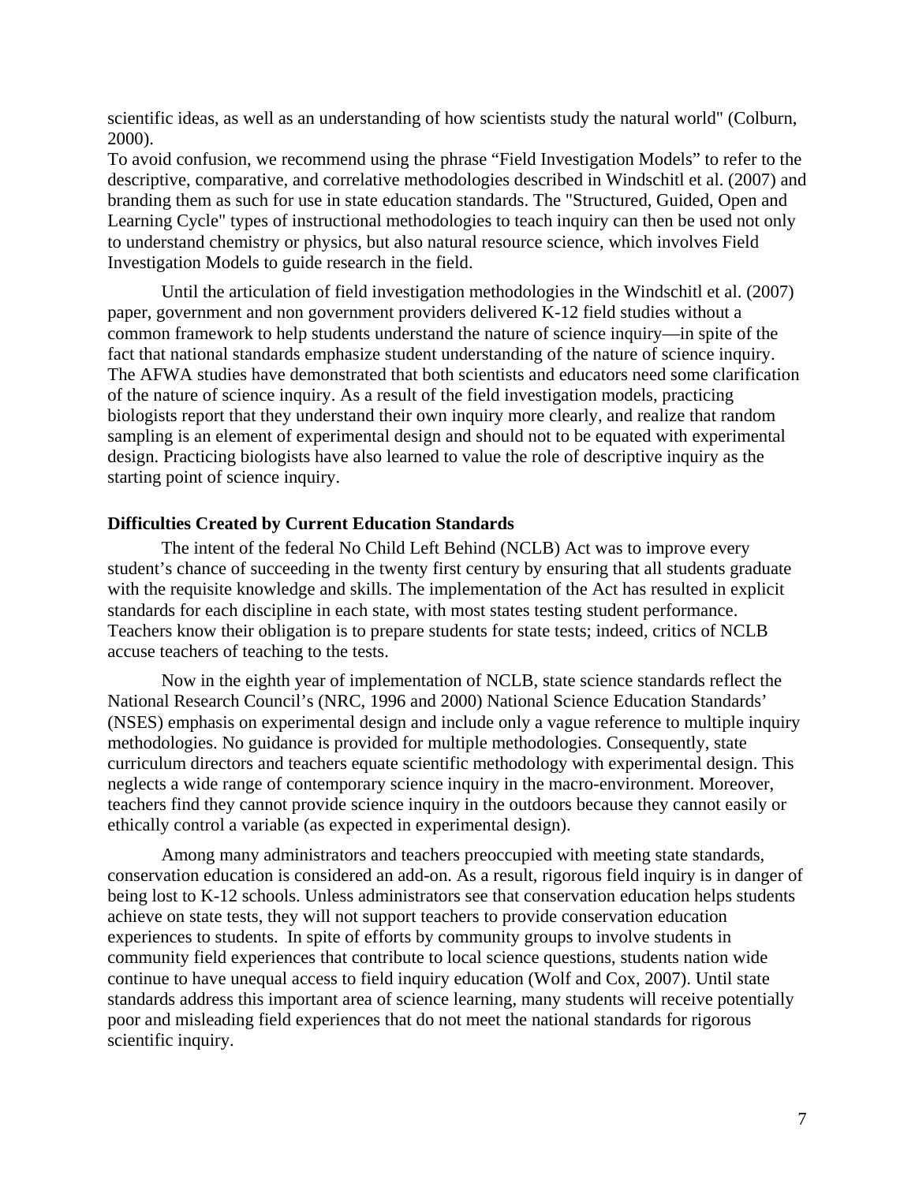scientific ideas, as well as an understanding of how scientists study the natural world" (Colburn, 2000).

To avoid confusion, we recommend using the phrase "Field Investigation Models" to refer to the descriptive, comparative, and correlative methodologies described in Windschitl et al. (2007) and branding them as such for use in state education standards. The "Structured, Guided, Open and Learning Cycle" types of instructional methodologies to teach inquiry can then be used not only to understand chemistry or physics, but also natural resource science, which involves Field Investigation Models to guide research in the field.

Until the articulation of field investigation methodologies in the Windschitl et al. (2007) paper, government and non government providers delivered K-12 field studies without a common framework to help students understand the nature of science inquiry—in spite of the fact that national standards emphasize student understanding of the nature of science inquiry. The AFWA studies have demonstrated that both scientists and educators need some clarification of the nature of science inquiry. As a result of the field investigation models, practicing biologists report that they understand their own inquiry more clearly, and realize that random sampling is an element of experimental design and should not to be equated with experimental design. Practicing biologists have also learned to value the role of descriptive inquiry as the starting point of science inquiry.

**Difficulties Created by Current Education Standards**

The intent of the federal No Child Left Behind (NCLB) Act was to improve every student's chance of succeeding in the twenty first century by ensuring that all students graduate with the requisite knowledge and skills. The implementation of the Act has resulted in explicit standards for each discipline in each state, with most states testing student performance. Teachers know their obligation is to prepare students for state tests; indeed, critics of NCLB accuse teachers of teaching to the tests.

Now in the eighth year of implementation of NCLB, state science standards reflect the National Research Council's (NRC, 1996 and 2000) National Science Education Standards' (NSES) emphasis on experimental design and include only a vague reference to multiple inquiry methodologies. No guidance is provided for multiple methodologies. Consequently, state curriculum directors and teachers equate scientific methodology with experimental design. This neglects a wide range of contemporary science inquiry in the macro-environment. Moreover, teachers find they cannot provide science inquiry in the outdoors because they cannot easily or ethically control a variable (as expected in experimental design).

Among many administrators and teachers preoccupied with meeting state standards, conservation education is considered an add-on. As a result, rigorous field inquiry is in danger of being lost to K-12 schools. Unless administrators see that conservation education helps students achieve on state tests, they will not support teachers to provide conservation education experiences to students. In spite of efforts by community groups to involve students in community field experiences that contribute to local science questions, students nation wide continue to have unequal access to field inquiry education (Wolf and Cox, 2007). Until state standards address this important area of science learning, many students will receive potentially poor and misleading field experiences that do not meet the national standards for rigorous scientific inquiry.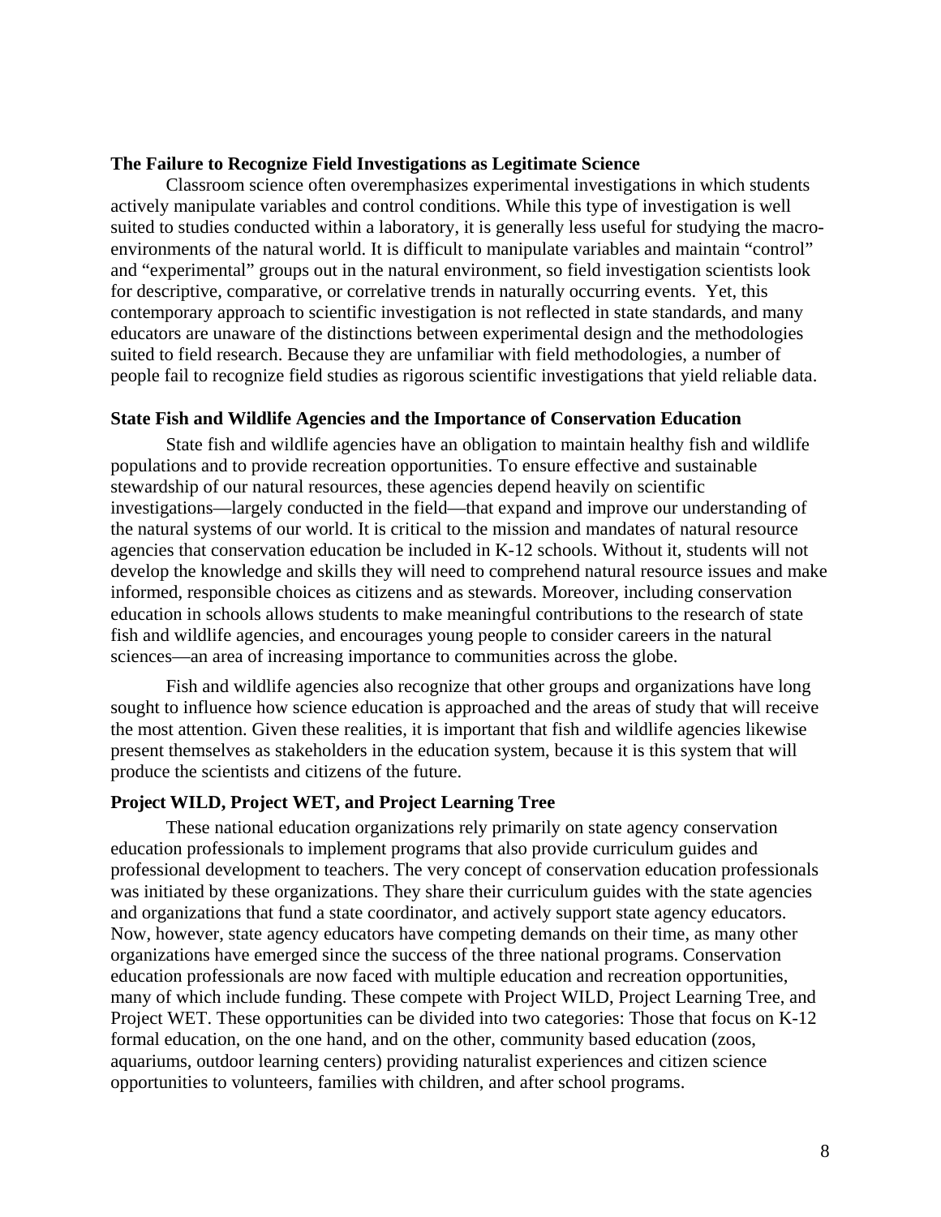### The Failure to Recognize Field Investigations as Legitimate Science

Classroom science often overemphasizes experimental investigations in which students actively manipulate variables and control conditions. While this type of investigation is well suited to studies conducted within a laboratory, it is generally less useful for studying the macro-environments of the natural world. It is difficult to manipulate variables and maintain "control" and "experimental" groups out in the natural environment, so field investigation scientists look for descriptive, comparative, or correlative trends in naturally occurring events. Yet, this contemporary approach to scientific investigation is not reflected in state standards, and many educators are unaware of the distinctions between experimental design and the methodologies suited to field research. Because they are unfamiliar with field methodologies, a number of people fail to recognize field studies as rigorous scientific investigations that yield reliable data.

### State Fish and Wildlife Agencies and the Importance of Conservation Education

State fish and wildlife agencies have an obligation to maintain healthy fish and wildlife populations and to provide recreation opportunities. To ensure effective and sustainable stewardship of our natural resources, these agencies depend heavily on scientific investigations—largely conducted in the field—that expand and improve our understanding of the natural systems of our world. It is critical to the mission and mandates of natural resource agencies that conservation education be included in K-12 schools. Without it, students will not develop the knowledge and skills they will need to comprehend natural resource issues and make informed, responsible choices as citizens and as stewards. Moreover, including conservation education in schools allows students to make meaningful contributions to the research of state fish and wildlife agencies, and encourages young people to consider careers in the natural sciences—an area of increasing importance to communities across the globe.

Fish and wildlife agencies also recognize that other groups and organizations have long sought to influence how science education is approached and the areas of study that will receive the most attention. Given these realities, it is important that fish and wildlife agencies likewise present themselves as stakeholders in the education system, because it is this system that will produce the scientists and citizens of the future.

### Project WILD, Project WET, and Project Learning Tree

These national education organizations rely primarily on state agency conservation education professionals to implement programs that also provide curriculum guides and professional development to teachers. The very concept of conservation education professionals was initiated by these organizations. They share their curriculum guides with the state agencies and organizations that fund a state coordinator, and actively support state agency educators. Now, however, state agency educators have competing demands on their time, as many other organizations have emerged since the success of the three national programs. Conservation education professionals are now faced with multiple education and recreation opportunities, many of which include funding. These compete with Project WILD, Project Learning Tree, and Project WET. These opportunities can be divided into two categories: Those that focus on K-12 formal education, on the one hand, and on the other, community based education (zoos, aquariums, outdoor learning centers) providing naturalist experiences and citizen science opportunities to volunteers, families with children, and after school programs.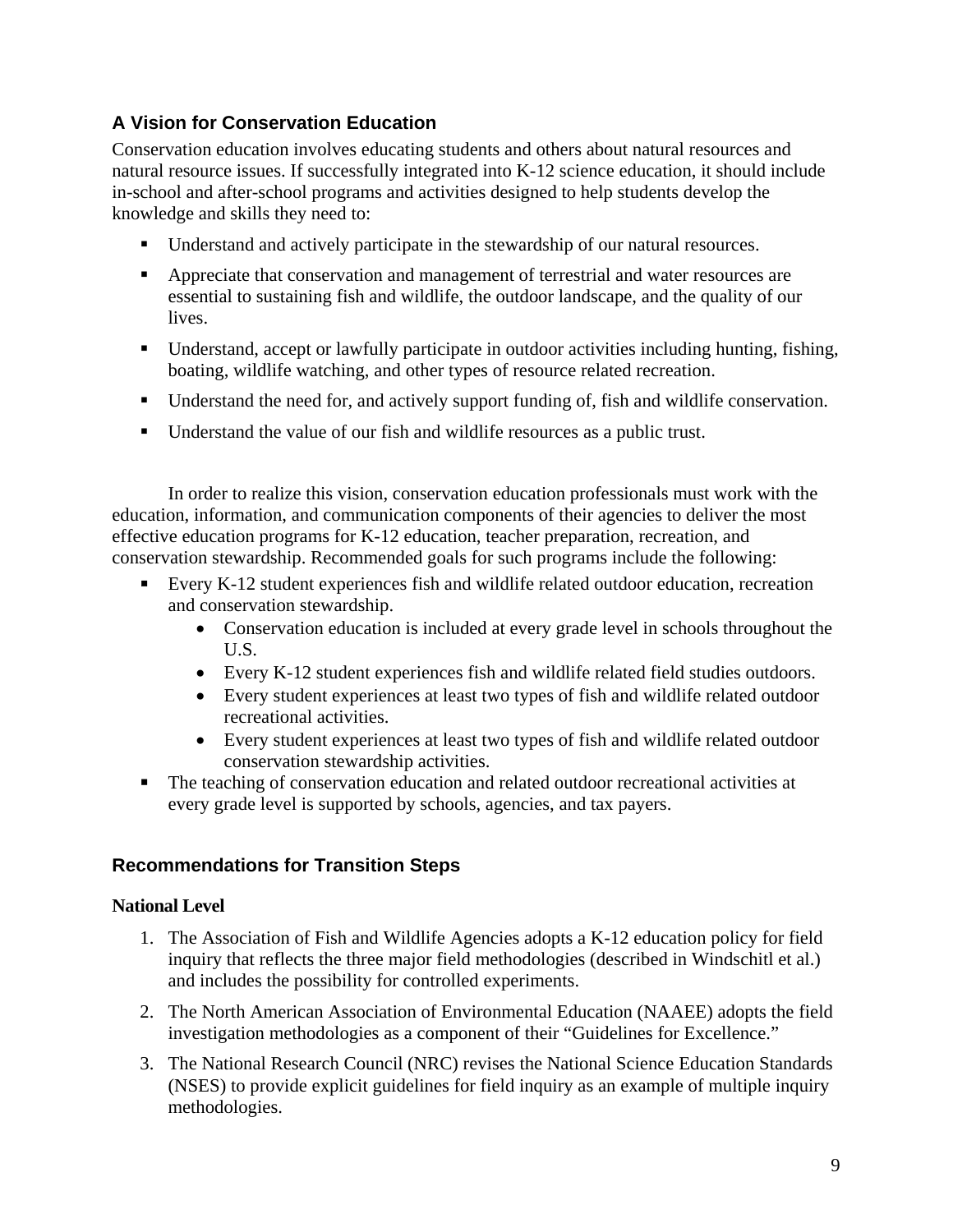## A Vision for Conservation Education

Conservation education involves educating students and others about natural resources and natural resource issues. If successfully integrated into K-12 science education, it should include in-school and after-school programs and activities designed to help students develop the knowledge and skills they need to:

- Understand and actively participate in the stewardship of our natural resources.
- Appreciate that conservation and management of terrestrial and water resources are essential to sustaining fish and wildlife, the outdoor landscape, and the quality of our lives.
- Understand, accept or lawfully participate in outdoor activities including hunting, fishing, boating, wildlife watching, and other types of resource related recreation.
- Understand the need for, and actively support funding of, fish and wildlife conservation.
- Understand the value of our fish and wildlife resources as a public trust.

In order to realize this vision, conservation education professionals must work with the education, information, and communication components of their agencies to deliver the most effective education programs for K-12 education, teacher preparation, recreation, and conservation stewardship. Recommended goals for such programs include the following:

- Every K-12 student experiences fish and wildlife related outdoor education, recreation and conservation stewardship.
  - Conservation education is included at every grade level in schools throughout the U.S.
  - Every K-12 student experiences fish and wildlife related field studies outdoors.
  - Every student experiences at least two types of fish and wildlife related outdoor recreational activities.
  - Every student experiences at least two types of fish and wildlife related outdoor conservation stewardship activities.
- The teaching of conservation education and related outdoor recreational activities at every grade level is supported by schools, agencies, and tax payers.

## Recommendations for Transition Steps

### National Level

1. The Association of Fish and Wildlife Agencies adopts a K-12 education policy for field inquiry that reflects the three major field methodologies (described in Windschitl et al.) and includes the possibility for controlled experiments.
2. The North American Association of Environmental Education (NAAEE) adopts the field investigation methodologies as a component of their "Guidelines for Excellence."
3. The National Research Council (NRC) revises the National Science Education Standards (NSES) to provide explicit guidelines for field inquiry as an example of multiple inquiry methodologies.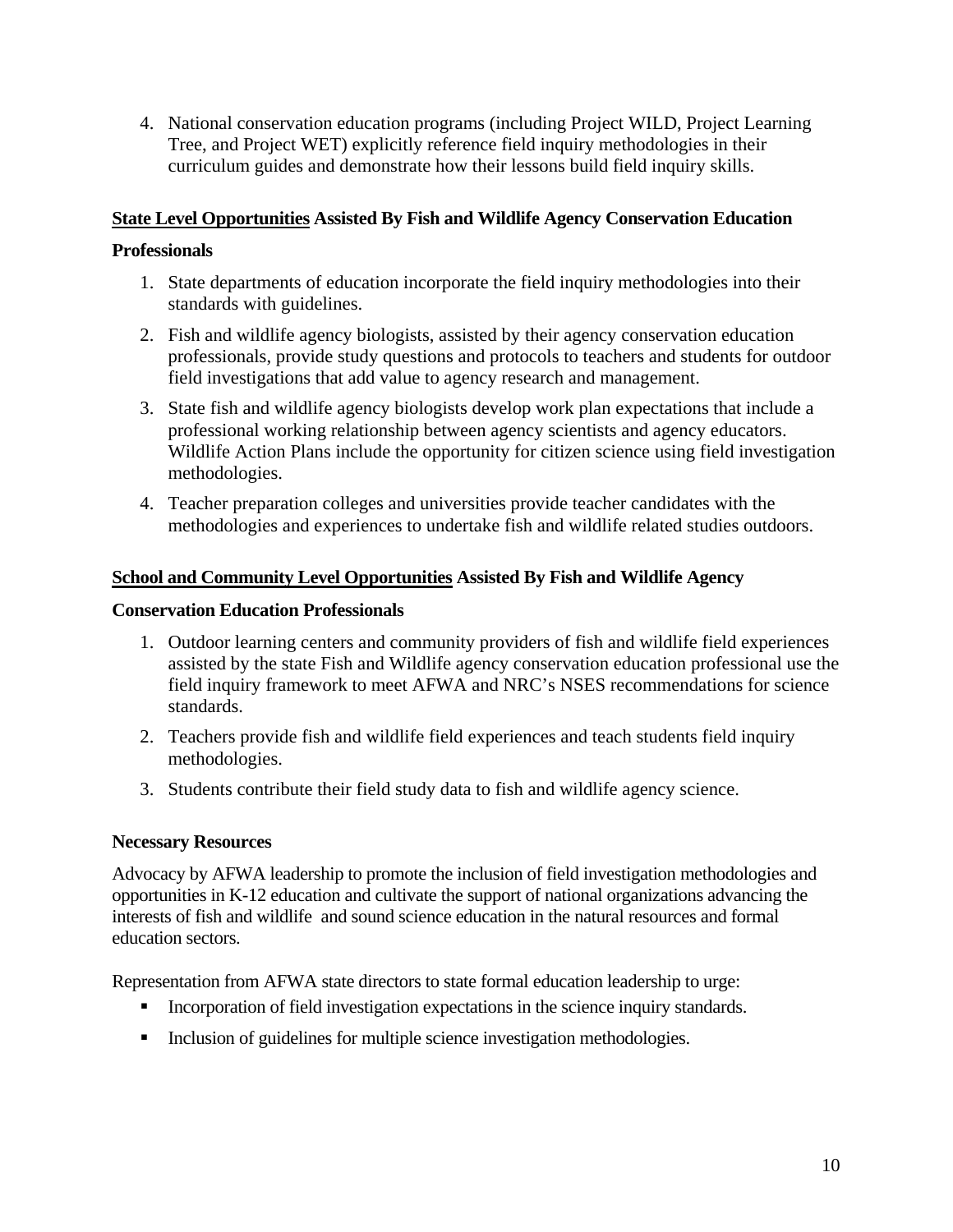4. National conservation education programs (including Project WILD, Project Learning Tree, and Project WET) explicitly reference field inquiry methodologies in their curriculum guides and demonstrate how their lessons build field inquiry skills.

**<u>State Level Opportunities</u> Assisted By Fish and Wildlife Agency Conservation Education Professionals**

1. State departments of education incorporate the field inquiry methodologies into their standards with guidelines.
2. Fish and wildlife agency biologists, assisted by their agency conservation education professionals, provide study questions and protocols to teachers and students for outdoor field investigations that add value to agency research and management.
3. State fish and wildlife agency biologists develop work plan expectations that include a professional working relationship between agency scientists and agency educators. Wildlife Action Plans include the opportunity for citizen science using field investigation methodologies.
4. Teacher preparation colleges and universities provide teacher candidates with the methodologies and experiences to undertake fish and wildlife related studies outdoors.

**<u>School and Community Level Opportunities</u> Assisted By Fish and Wildlife Agency Conservation Education Professionals**

1. Outdoor learning centers and community providers of fish and wildlife field experiences assisted by the state Fish and Wildlife agency conservation education professional use the field inquiry framework to meet AFWA and NRC's NSES recommendations for science standards.
2. Teachers provide fish and wildlife field experiences and teach students field inquiry methodologies.
3. Students contribute their field study data to fish and wildlife agency science.

**Necessary Resources**

Advocacy by AFWA leadership to promote the inclusion of field investigation methodologies and opportunities in K-12 education and cultivate the support of national organizations advancing the interests of fish and wildlife and sound science education in the natural resources and formal education sectors.

Representation from AFWA state directors to state formal education leadership to urge:

- Incorporation of field investigation expectations in the science inquiry standards.
- Inclusion of guidelines for multiple science investigation methodologies.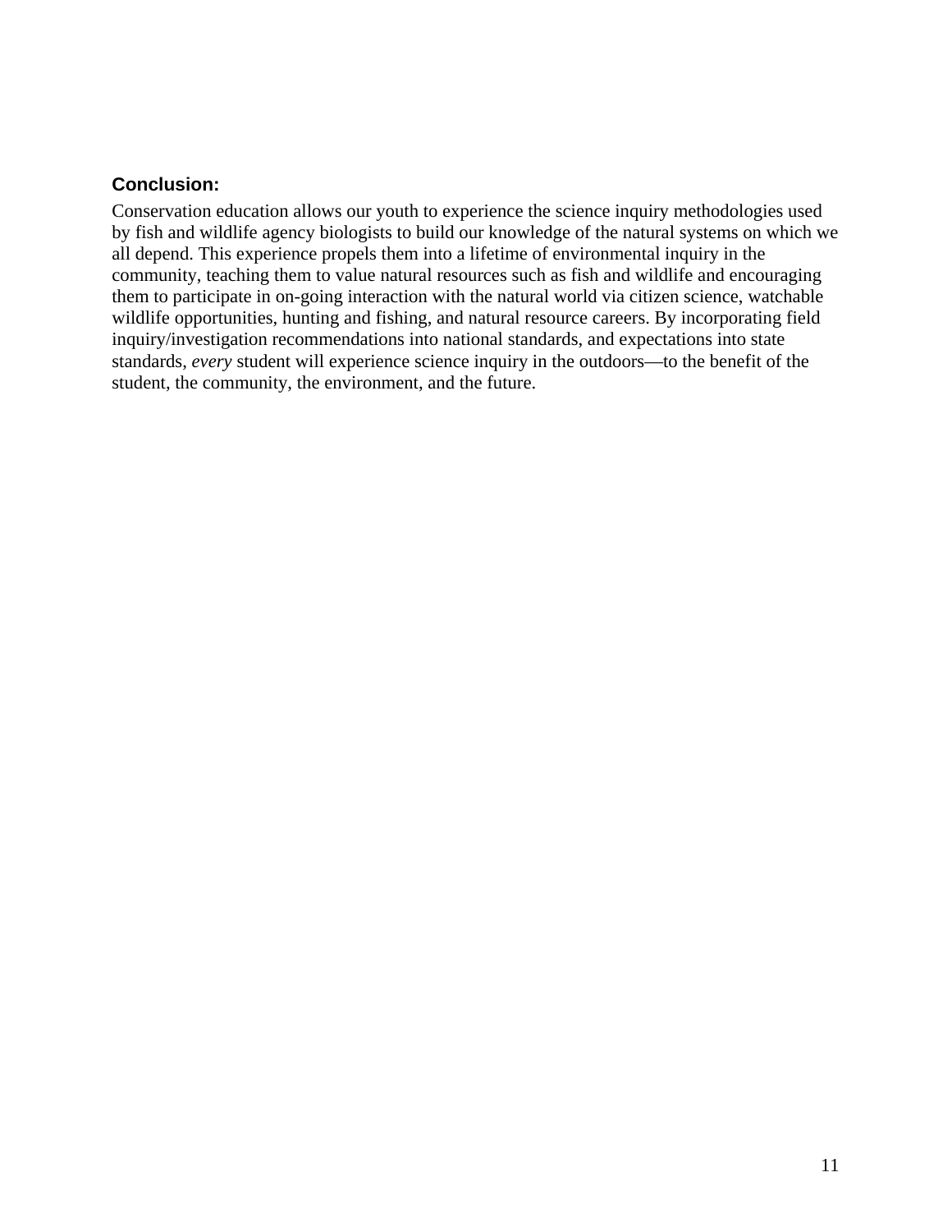**Conclusion:**

Conservation education allows our youth to experience the science inquiry methodologies used by fish and wildlife agency biologists to build our knowledge of the natural systems on which we all depend. This experience propels them into a lifetime of environmental inquiry in the community, teaching them to value natural resources such as fish and wildlife and encouraging them to participate in on-going interaction with the natural world via citizen science, watchable wildlife opportunities, hunting and fishing, and natural resource careers. By incorporating field inquiry/investigation recommendations into national standards, and expectations into state standards, *every* student will experience science inquiry in the outdoors—to the benefit of the student, the community, the environment, and the future.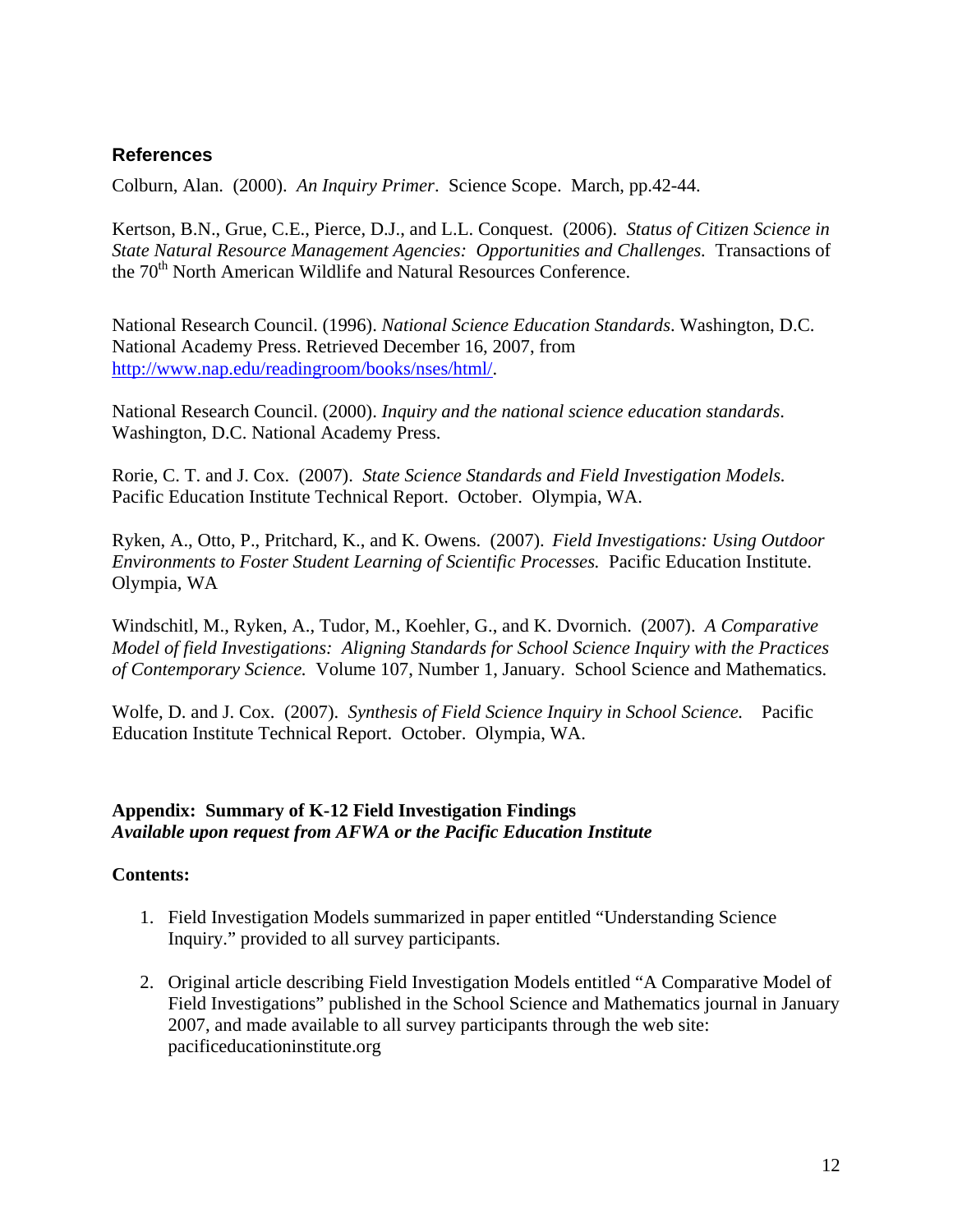## References

Colburn, Alan. (2000). *An Inquiry Primer*. Science Scope. March, pp.42-44.

Kertson, B.N., Grue, C.E., Pierce, D.J., and L.L. Conquest. (2006). *Status of Citizen Science in State Natural Resource Management Agencies: Opportunities and Challenges*. Transactions of the 70th North American Wildlife and Natural Resources Conference.

National Research Council. (1996). *National Science Education Standards*. Washington, D.C. National Academy Press. Retrieved December 16, 2007, from http://www.nap.edu/readingroom/books/nses/html/.

National Research Council. (2000). *Inquiry and the national science education standards*. Washington, D.C. National Academy Press.

Rorie, C. T. and J. Cox. (2007). *State Science Standards and Field Investigation Models.* Pacific Education Institute Technical Report. October. Olympia, WA.

Ryken, A., Otto, P., Pritchard, K., and K. Owens. (2007). *Field Investigations: Using Outdoor Environments to Foster Student Learning of Scientific Processes.* Pacific Education Institute. Olympia, WA

Windschitl, M., Ryken, A., Tudor, M., Koehler, G., and K. Dvornich. (2007). *A Comparative Model of field Investigations: Aligning Standards for School Science Inquiry with the Practices of Contemporary Science.* Volume 107, Number 1, January. School Science and Mathematics.

Wolfe, D. and J. Cox. (2007). *Synthesis of Field Science Inquiry in School Science.* Pacific Education Institute Technical Report. October. Olympia, WA.

**Appendix: Summary of K-12 Field Investigation Findings**
***Available upon request from AFWA or the Pacific Education Institute***

**Contents:**

1. Field Investigation Models summarized in paper entitled "Understanding Science Inquiry." provided to all survey participants.

2. Original article describing Field Investigation Models entitled "A Comparative Model of Field Investigations" published in the School Science and Mathematics journal in January 2007, and made available to all survey participants through the web site: pacificeducationinstitute.org